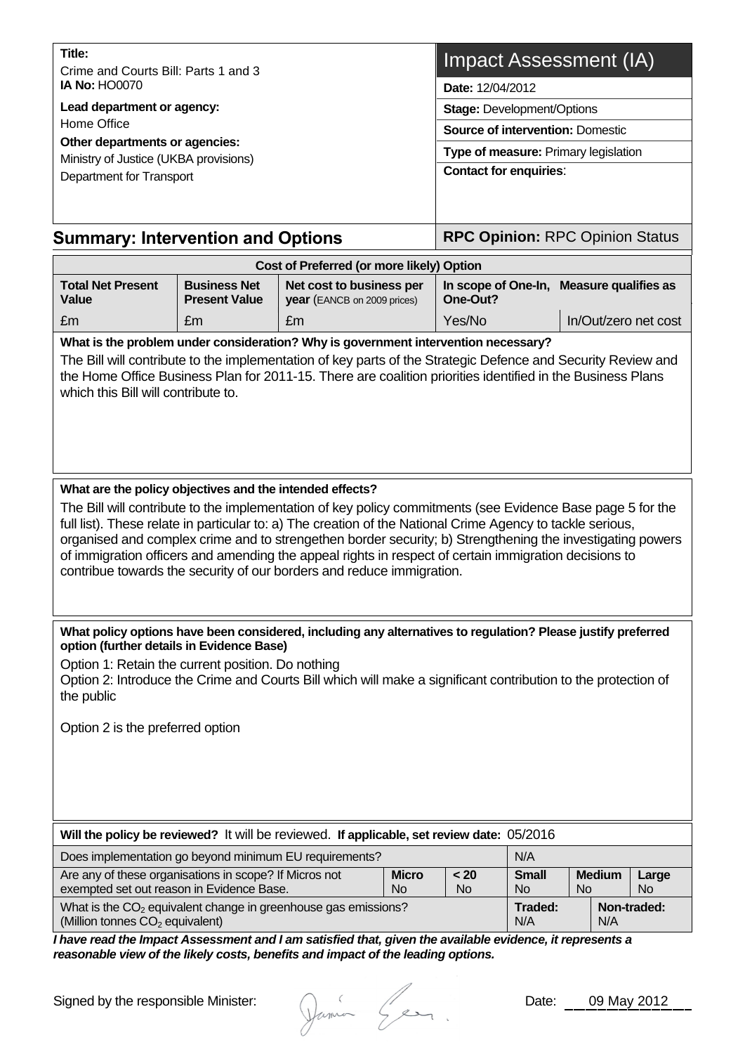**Title:**
Crime and Courts Bill: Parts 1 and 3
**IA No:** HO0070

**Lead department or agency:**
Home Office

**Other departments or agencies:**
Ministry of Justice (UKBA provisions)
Department for Transport

# Impact Assessment (IA)

**Date:** 12/04/2012

**Stage:** Development/Options

**Source of intervention:** Domestic

**Type of measure:** Primary legislation

**Contact for enquiries**:

## Summary: Intervention and Options

**RPC Opinion:** RPC Opinion Status

| Cost of Preferred (or more likely) Option | | | | |
|---|---|---|---|---|
| **Total Net Present Value** | **Business Net Present Value** | **Net cost to business per year** (EANCB on 2009 prices) | **In scope of One-In, One-Out?** | **Measure qualifies as** |
| £m | £m | £m | Yes/No | In/Out/zero net cost |

**What is the problem under consideration? Why is government intervention necessary?**

The Bill will contribute to the implementation of key parts of the Strategic Defence and Security Review and the Home Office Business Plan for 2011-15. There are coalition priorities identified in the Business Plans which this Bill will contribute to.

**What are the policy objectives and the intended effects?**

The Bill will contribute to the implementation of key policy commitments (see Evidence Base page 5 for the full list). These relate in particular to: a) The creation of the National Crime Agency to tackle serious, organised and complex crime and to strengthen border security; b) Strengthening the investigating powers of immigration officers and amending the appeal rights in respect of certain immigration decisions to contribue towards the security of our borders and reduce immigration.

**What policy options have been considered, including any alternatives to regulation? Please justify preferred option (further details in Evidence Base)**

Option 1: Retain the current position. Do nothing
Option 2: Introduce the Crime and Courts Bill which will make a significant contribution to the protection of the public

Option 2 is the preferred option

**Will the policy be reviewed?** It will be reviewed. **If applicable, set review date:** 05/2016

| Does implementation go beyond minimum EU requirements? | | | N/A | | |
|---|---|---|---|---|---|
| Are any of these organisations in scope? If Micros not exempted set out reason in Evidence Base. | **Micro** No | **< 20** No | **Small** No | **Medium** No | **Large** No |
| What is the $CO_2$ equivalent change in greenhouse gas emissions? (Million tonnes $CO_2$ equivalent) | | | **Traded:** N/A | **Non-traded:** N/A | |

***I have read the Impact Assessment and I am satisfied that, given the available evidence, it represents a reasonable view of the likely costs, benefits and impact of the leading options.***

Signed by the responsible Minister: Date: 09 May 2012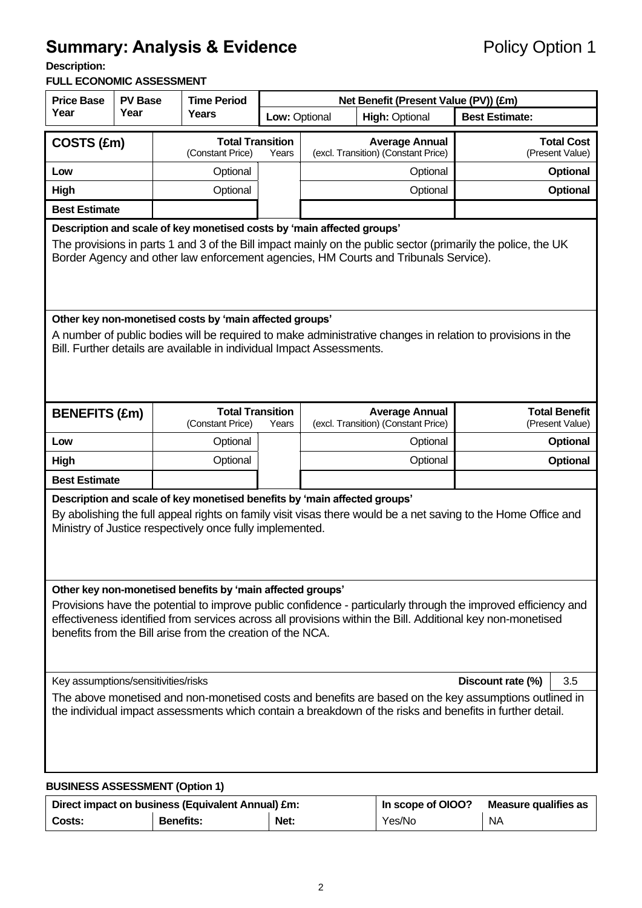# Summary: Analysis & Evidence

Policy Option 1

**Description:**

**FULL ECONOMIC ASSESSMENT**

| Price Base Year | PV Base Year | Time Period Years | Net Benefit (Present Value (PV)) (£m) | | |
|---|---|---|---|---|---|
| | | | **Low:** Optional | **High:** Optional | **Best Estimate:** |

| **COSTS (£m)** | **Total Transition** (Constant Price) | Years | **Average Annual** (excl. Transition) (Constant Price) | **Total Cost** (Present Value) |
|---|---|---|---|---|
| **Low** | Optional | | Optional | **Optional** |
| **High** | Optional | | Optional | **Optional** |
| **Best Estimate** | | | | |

**Description and scale of key monetised costs by 'main affected groups'**

The provisions in parts 1 and 3 of the Bill impact mainly on the public sector (primarily the police, the UK Border Agency and other law enforcement agencies, HM Courts and Tribunals Service).

**Other key non-monetised costs by 'main affected groups'**

A number of public bodies will be required to make administrative changes in relation to provisions in the Bill. Further details are available in individual Impact Assessments.

| **BENEFITS (£m)** | **Total Transition** (Constant Price) | Years | **Average Annual** (excl. Transition) (Constant Price) | **Total Benefit** (Present Value) |
|---|---|---|---|---|
| **Low** | Optional | | Optional | **Optional** |
| **High** | Optional | | Optional | **Optional** |
| **Best Estimate** | | | | |

**Description and scale of key monetised benefits by 'main affected groups'**

By abolishing the full appeal rights on family visit visas there would be a net saving to the Home Office and Ministry of Justice respectively once fully implemented.

**Other key non-monetised benefits by 'main affected groups'**

Provisions have the potential to improve public confidence - particularly through the improved efficiency and effectiveness identified from services across all provisions within the Bill. Additional key non-monetised benefits from the Bill arise from the creation of the NCA.

Key assumptions/sensitivities/risks | **Discount rate (%)** | 3.5

The above monetised and non-monetised costs and benefits are based on the key assumptions outlined in the individual impact assessments which contain a breakdown of the risks and benefits in further detail.

**BUSINESS ASSESSMENT (Option 1)**

| **Direct impact on business (Equivalent Annual) £m:** | | | **In scope of OIOO?** | **Measure qualifies as** |
|---|---|---|---|---|
| **Costs:** | **Benefits:** | **Net:** | Yes/No | NA |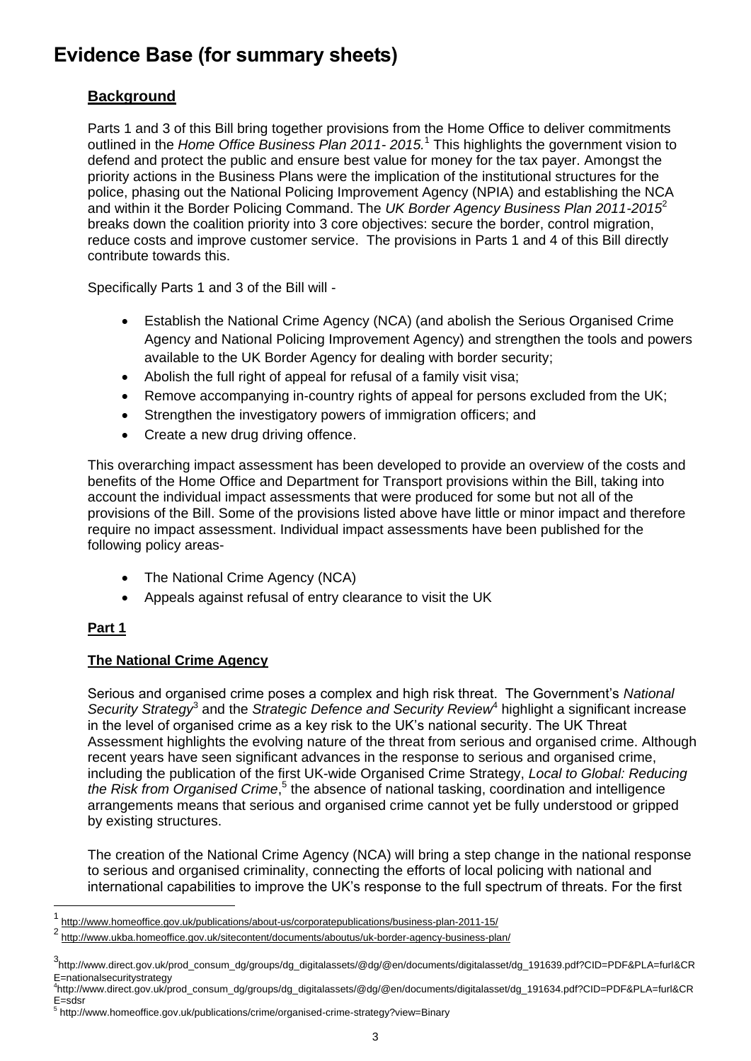# Evidence Base (for summary sheets)

## Background

Parts 1 and 3 of this Bill bring together provisions from the Home Office to deliver commitments outlined in the *Home Office Business Plan 2011- 2015.*[1] This highlights the government vision to defend and protect the public and ensure best value for money for the tax payer. Amongst the priority actions in the Business Plans were the implication of the institutional structures for the police, phasing out the National Policing Improvement Agency (NPIA) and establishing the NCA and within it the Border Policing Command. The *UK Border Agency Business Plan 2011-2015*[2] breaks down the coalition priority into 3 core objectives: secure the border, control migration, reduce costs and improve customer service. The provisions in Parts 1 and 4 of this Bill directly contribute towards this.

Specifically Parts 1 and 3 of the Bill will -

- Establish the National Crime Agency (NCA) (and abolish the Serious Organised Crime Agency and National Policing Improvement Agency) and strengthen the tools and powers available to the UK Border Agency for dealing with border security;
- Abolish the full right of appeal for refusal of a family visit visa;
- Remove accompanying in-country rights of appeal for persons excluded from the UK;
- Strengthen the investigatory powers of immigration officers; and
- Create a new drug driving offence.

This overarching impact assessment has been developed to provide an overview of the costs and benefits of the Home Office and Department for Transport provisions within the Bill, taking into account the individual impact assessments that were produced for some but not all of the provisions of the Bill. Some of the provisions listed above have little or minor impact and therefore require no impact assessment. Individual impact assessments have been published for the following policy areas-

- The National Crime Agency (NCA)
- Appeals against refusal of entry clearance to visit the UK

## Part 1

### The National Crime Agency

Serious and organised crime poses a complex and high risk threat. The Government's *National Security Strategy*[3] and the *Strategic Defence and Security Review*[4] highlight a significant increase in the level of organised crime as a key risk to the UK's national security. The UK Threat Assessment highlights the evolving nature of the threat from serious and organised crime. Although recent years have seen significant advances in the response to serious and organised crime, including the publication of the first UK-wide Organised Crime Strategy, *Local to Global: Reducing the Risk from Organised Crime*,[5] the absence of national tasking, coordination and intelligence arrangements means that serious and organised crime cannot yet be fully understood or gripped by existing structures.

The creation of the National Crime Agency (NCA) will bring a step change in the national response to serious and organised criminality, connecting the efforts of local policing with national and international capabilities to improve the UK's response to the full spectrum of threats. For the first

---

[1] http://www.homeoffice.gov.uk/publications/about-us/corporatepublications/business-plan-2011-15/

[2] http://www.ukba.homeoffice.gov.uk/sitecontent/documents/aboutus/uk-border-agency-business-plan/

[3] http://www.direct.gov.uk/prod_consum_dg/groups/dg_digitalassets/@dg/@en/documents/digitalasset/dg_191639.pdf?CID=PDF&PLA=furl&CRE=nationalsecuritystrategy

[4] http://www.direct.gov.uk/prod_consum_dg/groups/dg_digitalassets/@dg/@en/documents/digitalasset/dg_191634.pdf?CID=PDF&PLA=furl&CRE=sdsr

[5] http://www.homeoffice.gov.uk/publications/crime/organised-crime-strategy?view=Binary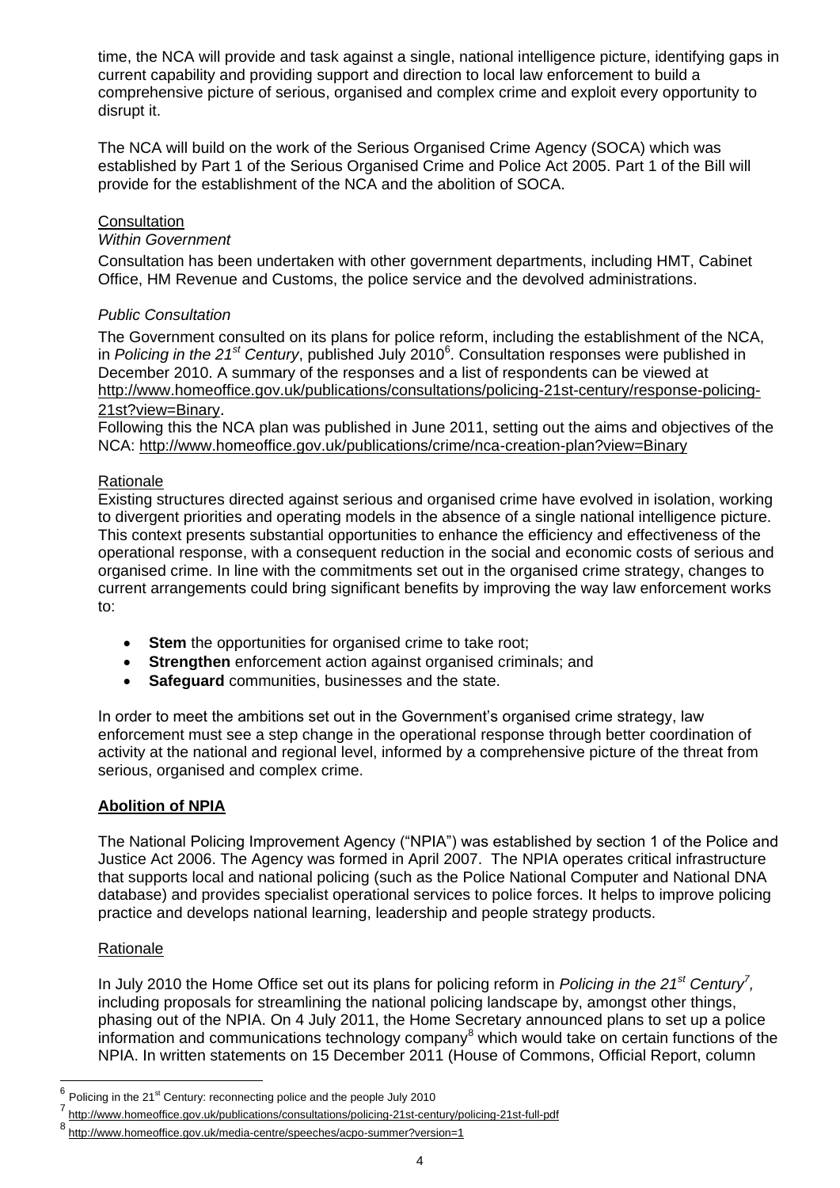time, the NCA will provide and task against a single, national intelligence picture, identifying gaps in current capability and providing support and direction to local law enforcement to build a comprehensive picture of serious, organised and complex crime and exploit every opportunity to disrupt it.

The NCA will build on the work of the Serious Organised Crime Agency (SOCA) which was established by Part 1 of the Serious Organised Crime and Police Act 2005. Part 1 of the Bill will provide for the establishment of the NCA and the abolition of SOCA.

Consultation

*Within Government*

Consultation has been undertaken with other government departments, including HMT, Cabinet Office, HM Revenue and Customs, the police service and the devolved administrations.

*Public Consultation*

The Government consulted on its plans for police reform, including the establishment of the NCA, in *Policing in the 21st Century*, published July 2010[6]. Consultation responses were published in December 2010. A summary of the responses and a list of respondents can be viewed at http://www.homeoffice.gov.uk/publications/consultations/policing-21st-century/response-policing-21st?view=Binary.

Following this the NCA plan was published in June 2011, setting out the aims and objectives of the NCA: http://www.homeoffice.gov.uk/publications/crime/nca-creation-plan?view=Binary

Rationale

Existing structures directed against serious and organised crime have evolved in isolation, working to divergent priorities and operating models in the absence of a single national intelligence picture. This context presents substantial opportunities to enhance the efficiency and effectiveness of the operational response, with a consequent reduction in the social and economic costs of serious and organised crime. In line with the commitments set out in the organised crime strategy, changes to current arrangements could bring significant benefits by improving the way law enforcement works to:

- **Stem** the opportunities for organised crime to take root;
- **Strengthen** enforcement action against organised criminals; and
- **Safeguard** communities, businesses and the state.

In order to meet the ambitions set out in the Government's organised crime strategy, law enforcement must see a step change in the operational response through better coordination of activity at the national and regional level, informed by a comprehensive picture of the threat from serious, organised and complex crime.

**Abolition of NPIA**

The National Policing Improvement Agency ("NPIA") was established by section 1 of the Police and Justice Act 2006. The Agency was formed in April 2007. The NPIA operates critical infrastructure that supports local and national policing (such as the Police National Computer and National DNA database) and provides specialist operational services to police forces. It helps to improve policing practice and develops national learning, leadership and people strategy products.

Rationale

In July 2010 the Home Office set out its plans for policing reform in *Policing in the 21st Century*[7], including proposals for streamlining the national policing landscape by, amongst other things, phasing out of the NPIA. On 4 July 2011, the Home Secretary announced plans to set up a police information and communications technology company[8] which would take on certain functions of the NPIA. In written statements on 15 December 2011 (House of Commons, Official Report, column

[6] Policing in the 21st Century: reconnecting police and the people July 2010

[7] http://www.homeoffice.gov.uk/publications/consultations/policing-21st-century/policing-21st-full-pdf

[8] http://www.homeoffice.gov.uk/media-centre/speeches/acpo-summer?version=1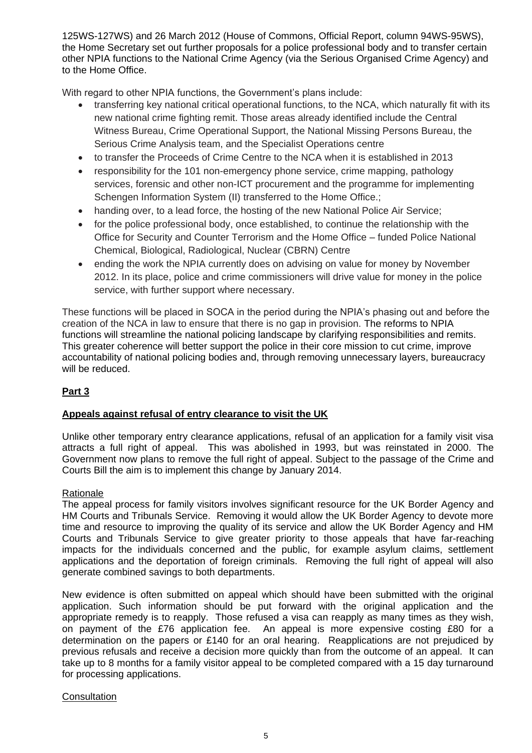125WS-127WS) and 26 March 2012 (House of Commons, Official Report, column 94WS-95WS), the Home Secretary set out further proposals for a police professional body and to transfer certain other NPIA functions to the National Crime Agency (via the Serious Organised Crime Agency) and to the Home Office.

With regard to other NPIA functions, the Government's plans include:

- transferring key national critical operational functions, to the NCA, which naturally fit with its new national crime fighting remit. Those areas already identified include the Central Witness Bureau, Crime Operational Support, the National Missing Persons Bureau, the Serious Crime Analysis team, and the Specialist Operations centre
- to transfer the Proceeds of Crime Centre to the NCA when it is established in 2013
- responsibility for the 101 non-emergency phone service, crime mapping, pathology services, forensic and other non-ICT procurement and the programme for implementing Schengen Information System (II) transferred to the Home Office.;
- handing over, to a lead force, the hosting of the new National Police Air Service;
- for the police professional body, once established, to continue the relationship with the Office for Security and Counter Terrorism and the Home Office – funded Police National Chemical, Biological, Radiological, Nuclear (CBRN) Centre
- ending the work the NPIA currently does on advising on value for money by November 2012. In its place, police and crime commissioners will drive value for money in the police service, with further support where necessary.

These functions will be placed in SOCA in the period during the NPIA's phasing out and before the creation of the NCA in law to ensure that there is no gap in provision. The reforms to NPIA functions will streamline the national policing landscape by clarifying responsibilities and remits. This greater coherence will better support the police in their core mission to cut crime, improve accountability of national policing bodies and, through removing unnecessary layers, bureaucracy will be reduced.

## **Part 3**

### **Appeals against refusal of entry clearance to visit the UK**

Unlike other temporary entry clearance applications, refusal of an application for a family visit visa attracts a full right of appeal. This was abolished in 1993, but was reinstated in 2000. The Government now plans to remove the full right of appeal. Subject to the passage of the Crime and Courts Bill the aim is to implement this change by January 2014.

Rationale

The appeal process for family visitors involves significant resource for the UK Border Agency and HM Courts and Tribunals Service. Removing it would allow the UK Border Agency to devote more time and resource to improving the quality of its service and allow the UK Border Agency and HM Courts and Tribunals Service to give greater priority to those appeals that have far-reaching impacts for the individuals concerned and the public, for example asylum claims, settlement applications and the deportation of foreign criminals. Removing the full right of appeal will also generate combined savings to both departments.

New evidence is often submitted on appeal which should have been submitted with the original application. Such information should be put forward with the original application and the appropriate remedy is to reapply. Those refused a visa can reapply as many times as they wish, on payment of the £76 application fee. An appeal is more expensive costing £80 for a determination on the papers or £140 for an oral hearing. Reapplications are not prejudiced by previous refusals and receive a decision more quickly than from the outcome of an appeal. It can take up to 8 months for a family visitor appeal to be completed compared with a 15 day turnaround for processing applications.

Consultation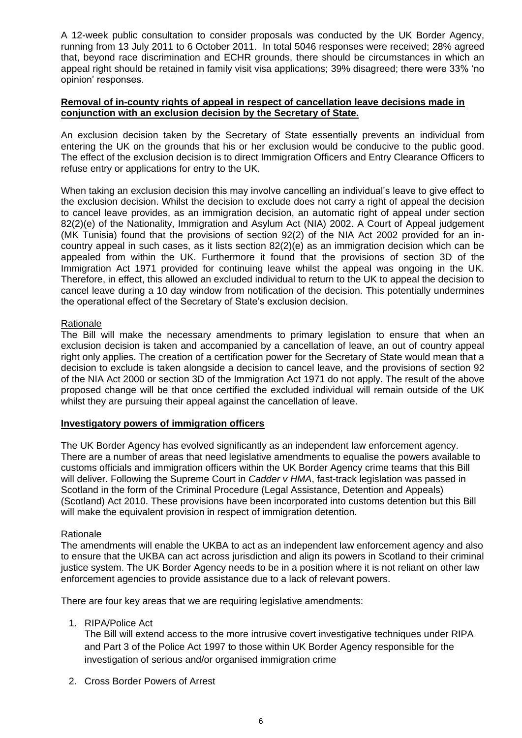A 12-week public consultation to consider proposals was conducted by the UK Border Agency, running from 13 July 2011 to 6 October 2011. In total 5046 responses were received; 28% agreed that, beyond race discrimination and ECHR grounds, there should be circumstances in which an appeal right should be retained in family visit visa applications; 39% disagreed; there were 33% 'no opinion' responses.

**Removal of in-county rights of appeal in respect of cancellation leave decisions made in conjunction with an exclusion decision by the Secretary of State.**

An exclusion decision taken by the Secretary of State essentially prevents an individual from entering the UK on the grounds that his or her exclusion would be conducive to the public good. The effect of the exclusion decision is to direct Immigration Officers and Entry Clearance Officers to refuse entry or applications for entry to the UK.

When taking an exclusion decision this may involve cancelling an individual's leave to give effect to the exclusion decision. Whilst the decision to exclude does not carry a right of appeal the decision to cancel leave provides, as an immigration decision, an automatic right of appeal under section 82(2)(e) of the Nationality, Immigration and Asylum Act (NIA) 2002. A Court of Appeal judgement (MK Tunisia) found that the provisions of section 92(2) of the NIA Act 2002 provided for an in-country appeal in such cases, as it lists section 82(2)(e) as an immigration decision which can be appealed from within the UK. Furthermore it found that the provisions of section 3D of the Immigration Act 1971 provided for continuing leave whilst the appeal was ongoing in the UK. Therefore, in effect, this allowed an excluded individual to return to the UK to appeal the decision to cancel leave during a 10 day window from notification of the decision. This potentially undermines the operational effect of the Secretary of State's exclusion decision.

Rationale

The Bill will make the necessary amendments to primary legislation to ensure that when an exclusion decision is taken and accompanied by a cancellation of leave, an out of country appeal right only applies. The creation of a certification power for the Secretary of State would mean that a decision to exclude is taken alongside a decision to cancel leave, and the provisions of section 92 of the NIA Act 2000 or section 3D of the Immigration Act 1971 do not apply. The result of the above proposed change will be that once certified the excluded individual will remain outside of the UK whilst they are pursuing their appeal against the cancellation of leave.

**Investigatory powers of immigration officers**

The UK Border Agency has evolved significantly as an independent law enforcement agency. There are a number of areas that need legislative amendments to equalise the powers available to customs officials and immigration officers within the UK Border Agency crime teams that this Bill will deliver. Following the Supreme Court in *Cadder v HMA*, fast-track legislation was passed in Scotland in the form of the Criminal Procedure (Legal Assistance, Detention and Appeals) (Scotland) Act 2010. These provisions have been incorporated into customs detention but this Bill will make the equivalent provision in respect of immigration detention.

Rationale

The amendments will enable the UKBA to act as an independent law enforcement agency and also to ensure that the UKBA can act across jurisdiction and align its powers in Scotland to their criminal justice system. The UK Border Agency needs to be in a position where it is not reliant on other law enforcement agencies to provide assistance due to a lack of relevant powers.

There are four key areas that we are requiring legislative amendments:

1. RIPA/Police Act
   The Bill will extend access to the more intrusive covert investigative techniques under RIPA and Part 3 of the Police Act 1997 to those within UK Border Agency responsible for the investigation of serious and/or organised immigration crime
2. Cross Border Powers of Arrest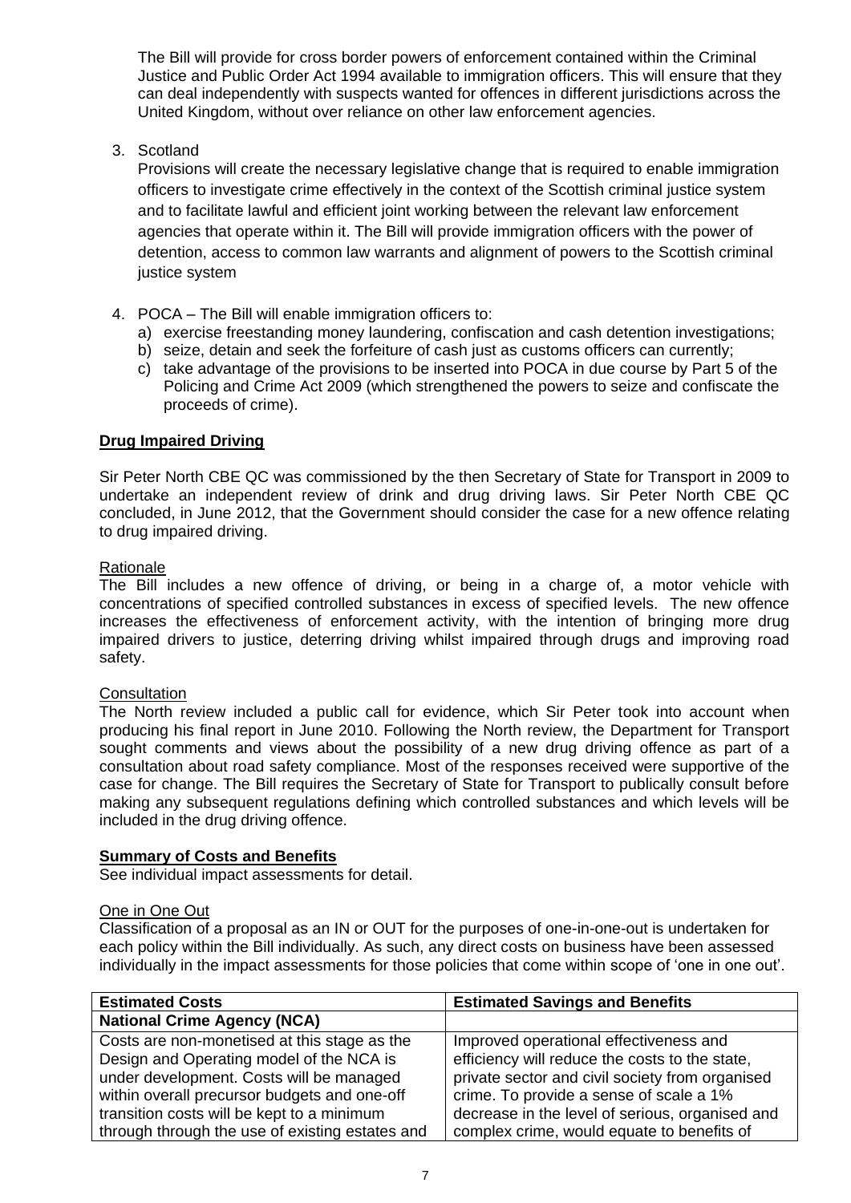The Bill will provide for cross border powers of enforcement contained within the Criminal Justice and Public Order Act 1994 available to immigration officers. This will ensure that they can deal independently with suspects wanted for offences in different jurisdictions across the United Kingdom, without over reliance on other law enforcement agencies.

3. Scotland

   Provisions will create the necessary legislative change that is required to enable immigration officers to investigate crime effectively in the context of the Scottish criminal justice system and to facilitate lawful and efficient joint working between the relevant law enforcement agencies that operate within it. The Bill will provide immigration officers with the power of detention, access to common law warrants and alignment of powers to the Scottish criminal justice system

4. POCA – The Bill will enable immigration officers to:
   a) exercise freestanding money laundering, confiscation and cash detention investigations;
   b) seize, detain and seek the forfeiture of cash just as customs officers can currently;
   c) take advantage of the provisions to be inserted into POCA in due course by Part 5 of the Policing and Crime Act 2009 (which strengthened the powers to seize and confiscate the proceeds of crime).

**Drug Impaired Driving**

Sir Peter North CBE QC was commissioned by the then Secretary of State for Transport in 2009 to undertake an independent review of drink and drug driving laws. Sir Peter North CBE QC concluded, in June 2012, that the Government should consider the case for a new offence relating to drug impaired driving.

Rationale

The Bill includes a new offence of driving, or being in a charge of, a motor vehicle with concentrations of specified controlled substances in excess of specified levels. The new offence increases the effectiveness of enforcement activity, with the intention of bringing more drug impaired drivers to justice, deterring driving whilst impaired through drugs and improving road safety.

Consultation

The North review included a public call for evidence, which Sir Peter took into account when producing his final report in June 2010. Following the North review, the Department for Transport sought comments and views about the possibility of a new drug driving offence as part of a consultation about road safety compliance. Most of the responses received were supportive of the case for change. The Bill requires the Secretary of State for Transport to publically consult before making any subsequent regulations defining which controlled substances and which levels will be included in the drug driving offence.

**Summary of Costs and Benefits**

See individual impact assessments for detail.

One in One Out

Classification of a proposal as an IN or OUT for the purposes of one-in-one-out is undertaken for each policy within the Bill individually. As such, any direct costs on business have been assessed individually in the impact assessments for those policies that come within scope of 'one in one out'.

| Estimated Costs | Estimated Savings and Benefits |
|---|---|
| **National Crime Agency (NCA)** | |
| Costs are non-monetised at this stage as the Design and Operating model of the NCA is under development. Costs will be managed within overall precursor budgets and one-off transition costs will be kept to a minimum through through the use of existing estates and | Improved operational effectiveness and efficiency will reduce the costs to the state, private sector and civil society from organised crime. To provide a sense of scale a 1% decrease in the level of serious, organised and complex crime, would equate to benefits of |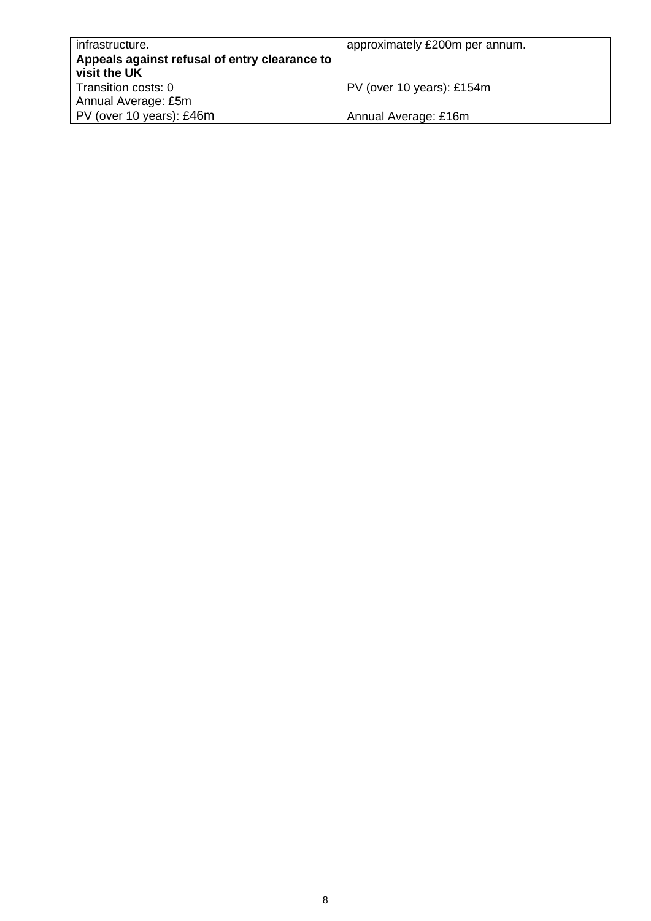| | |
|---|---|
| infrastructure. | approximately £200m per annum. |
| **Appeals against refusal of entry clearance to visit the UK** | |
| Transition costs: 0<br>Annual Average: £5m<br>PV (over 10 years): £46m | PV (over 10 years): £154m<br><br>Annual Average: £16m |